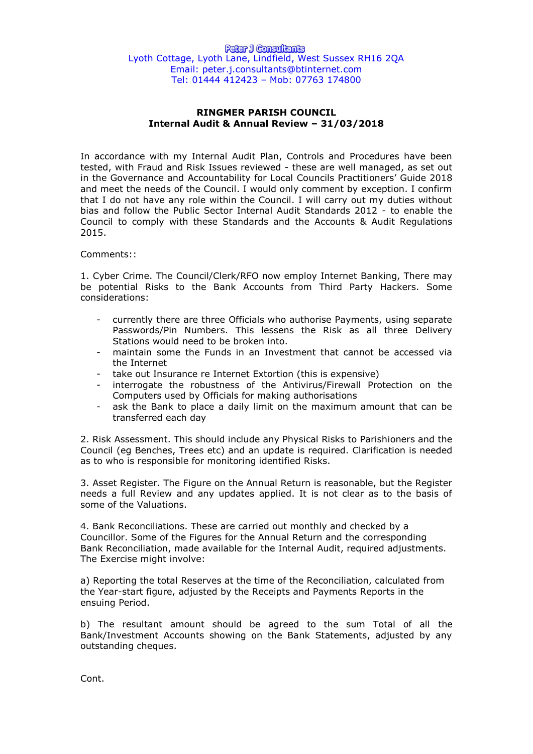Peter J Consultants
Lyoth Cottage, Lyoth Lane, Lindfield, West Sussex RH16 2QA
Email: peter.j.consultants@btinternet.com
Tel: 01444 412423 – Mob: 07763 174800

**RINGMER PARISH COUNCIL**
**Internal Audit & Annual Review – 31/03/2018**

In accordance with my Internal Audit Plan, Controls and Procedures have been tested, with Fraud and Risk Issues reviewed - these are well managed, as set out in the Governance and Accountability for Local Councils Practitioners' Guide 2018 and meet the needs of the Council. I would only comment by exception. I confirm that I do not have any role within the Council. I will carry out my duties without bias and follow the Public Sector Internal Audit Standards 2012 - to enable the Council to comply with these Standards and the Accounts & Audit Regulations 2015.

Comments::

1. Cyber Crime. The Council/Clerk/RFO now employ Internet Banking, There may be potential Risks to the Bank Accounts from Third Party Hackers. Some considerations:

- currently there are three Officials who authorise Payments, using separate Passwords/Pin Numbers. This lessens the Risk as all three Delivery Stations would need to be broken into.
- maintain some the Funds in an Investment that cannot be accessed via the Internet
- take out Insurance re Internet Extortion (this is expensive)
- interrogate the robustness of the Antivirus/Firewall Protection on the Computers used by Officials for making authorisations
- ask the Bank to place a daily limit on the maximum amount that can be transferred each day

2. Risk Assessment. This should include any Physical Risks to Parishioners and the Council (eg Benches, Trees etc) and an update is required. Clarification is needed as to who is responsible for monitoring identified Risks.

3. Asset Register. The Figure on the Annual Return is reasonable, but the Register needs a full Review and any updates applied. It is not clear as to the basis of some of the Valuations.

4. Bank Reconciliations. These are carried out monthly and checked by a Councillor. Some of the Figures for the Annual Return and the corresponding Bank Reconciliation, made available for the Internal Audit, required adjustments. The Exercise might involve:

a) Reporting the total Reserves at the time of the Reconciliation, calculated from the Year-start figure, adjusted by the Receipts and Payments Reports in the ensuing Period.

b) The resultant amount should be agreed to the sum Total of all the Bank/Investment Accounts showing on the Bank Statements, adjusted by any outstanding cheques.

Cont.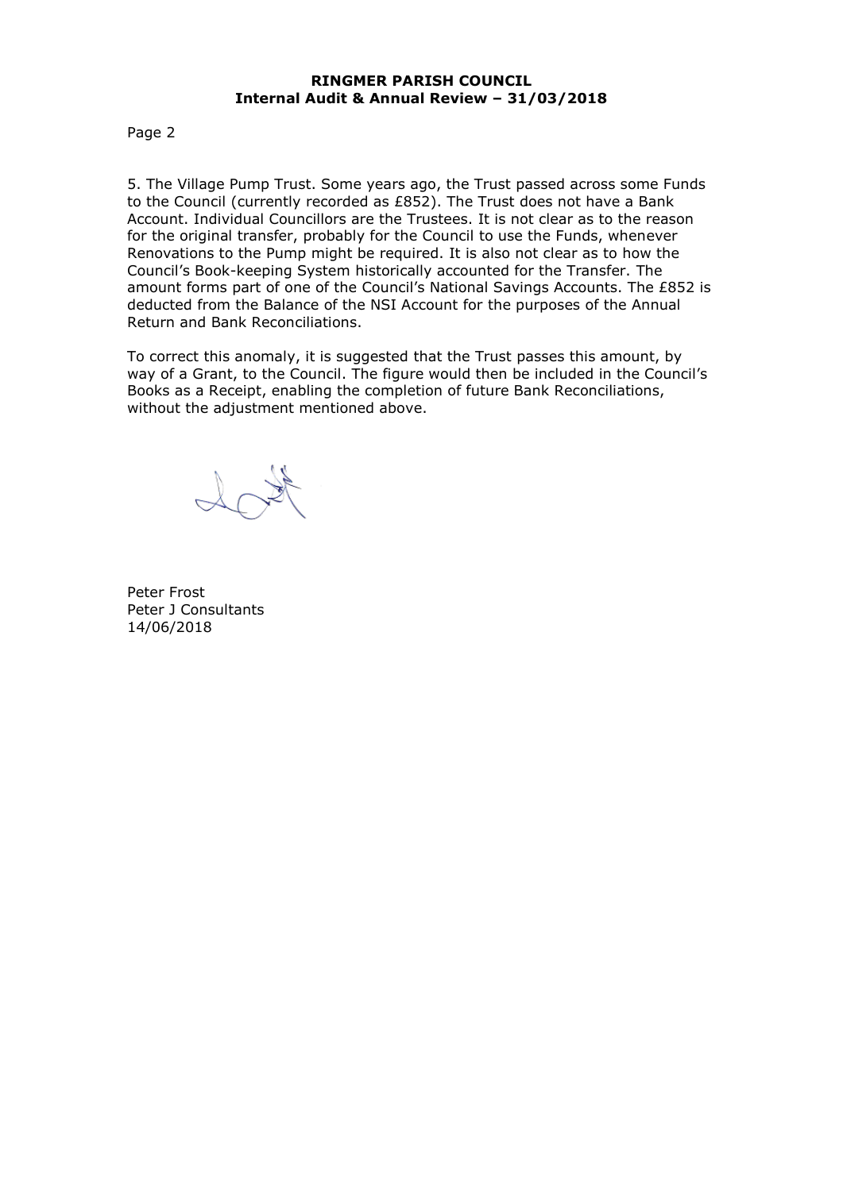5. The Village Pump Trust. Some years ago, the Trust passed across some Funds to the Council (currently recorded as £852). The Trust does not have a Bank Account. Individual Councillors are the Trustees. It is not clear as to the reason for the original transfer, probably for the Council to use the Funds, whenever Renovations to the Pump might be required. It is also not clear as to how the Council's Book-keeping System historically accounted for the Transfer. The amount forms part of one of the Council's National Savings Accounts. The £852 is deducted from the Balance of the NSI Account for the purposes of the Annual Return and Bank Reconciliations.

To correct this anomaly, it is suggested that the Trust passes this amount, by way of a Grant, to the Council. The figure would then be included in the Council's Books as a Receipt, enabling the completion of future Bank Reconciliations, without the adjustment mentioned above.

Peter Frost
Peter J Consultants
14/06/2018